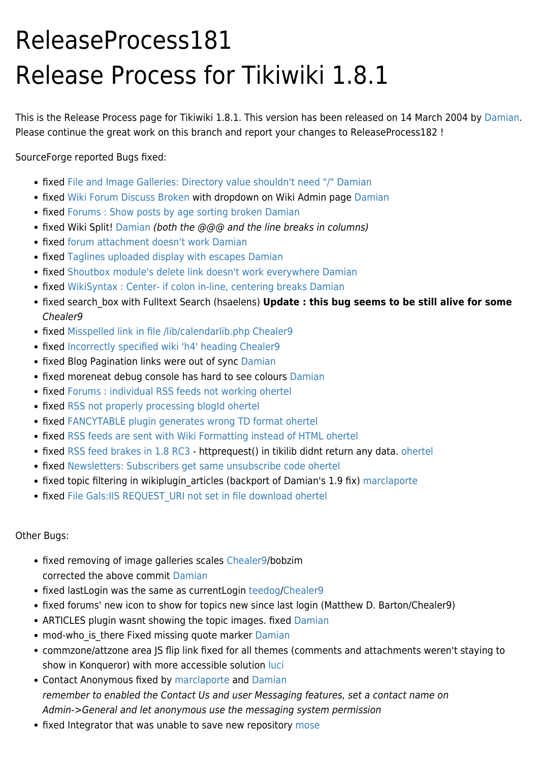# ReleaseProcess181

# Release Process for Tikiwiki 1.8.1

This is the Release Process page for Tikiwiki 1.8.1. This version has been released on 14 March 2004 by Damian. Please continue the great work on this branch and report your changes to ReleaseProcess182 !

SourceForge reported Bugs fixed:

- fixed File and Image Galleries: Directory value shouldn't need "/" Damian
- fixed Wiki Forum Discuss Broken with dropdown on Wiki Admin page Damian
- fixed Forums : Show posts by age sorting broken Damian
- fixed Wiki Split! Damian *(both the @@@ and the line breaks in columns)*
- fixed forum attachment doesn't work Damian
- fixed Taglines uploaded display with escapes Damian
- fixed Shoutbox module's delete link doesn't work everywhere Damian
- fixed WikiSyntax : Center- if colon in-line, centering breaks Damian
- fixed search_box with Fulltext Search (hsaelens) **Update : this bug seems to be still alive for some** *Chealer9*
- fixed Misspelled link in file /lib/calendarlib.php Chealer9
- fixed Incorrectly specified wiki 'h4' heading Chealer9
- fixed Blog Pagination links were out of sync Damian
- fixed moreneat debug console has hard to see colours Damian
- fixed Forums : individual RSS feeds not working ohertel
- fixed RSS not properly processing blogId ohertel
- fixed FANCYTABLE plugin generates wrong TD format ohertel
- fixed RSS feeds are sent with Wiki Formatting instead of HTML ohertel
- fixed RSS feed brakes in 1.8 RC3 - httprequest() in tikilib didnt return any data. ohertel
- fixed Newsletters: Subscribers get same unsubscribe code ohertel
- fixed topic filtering in wikiplugin_articles (backport of Damian's 1.9 fix) marclaporte
- fixed File Gals:IIS REQUEST_URI not set in file download ohertel

Other Bugs:

- fixed removing of image galleries scales Chealer9/bobzim
  corrected the above commit Damian
- fixed lastLogin was the same as currentLogin teedog/Chealer9
- fixed forums' new icon to show for topics new since last login (Matthew D. Barton/Chealer9)
- ARTICLES plugin wasnt showing the topic images. fixed Damian
- mod-who_is_there Fixed missing quote marker Damian
- commzone/attzone area JS flip link fixed for all themes (comments and attachments weren't staying to show in Konqueror) with more accessible solution luci
- Contact Anonymous fixed by marclaporte and Damian
  *remember to enabled the Contact Us and user Messaging features, set a contact name on Admin->General and let anonymous use the messaging system permission*
- fixed Integrator that was unable to save new repository mose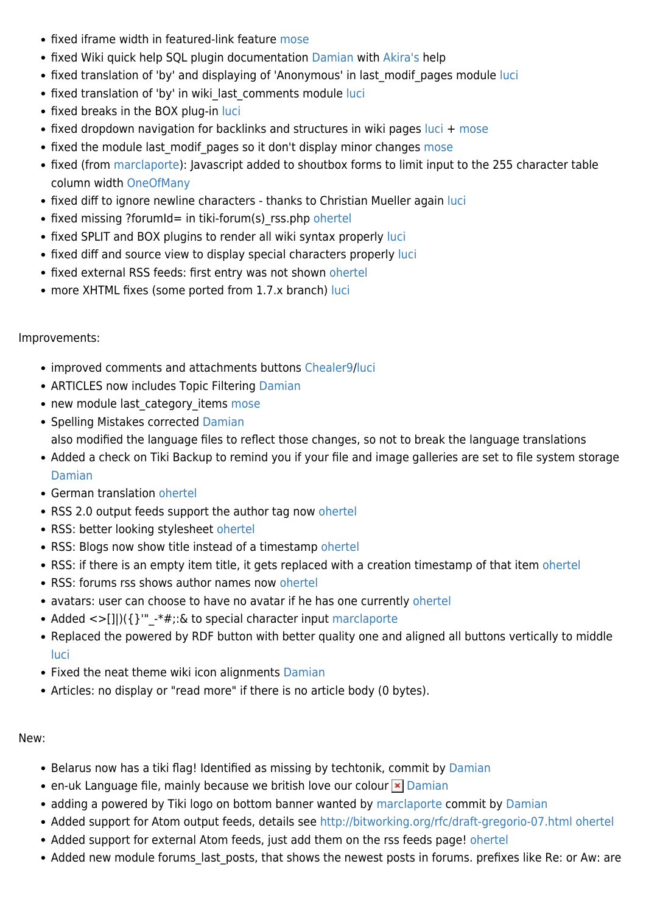- fixed iframe width in featured-link feature mose
- fixed Wiki quick help SQL plugin documentation Damian with Akira's help
- fixed translation of 'by' and displaying of 'Anonymous' in last_modif_pages module luci
- fixed translation of 'by' in wiki_last_comments module luci
- fixed breaks in the BOX plug-in luci
- fixed dropdown navigation for backlinks and structures in wiki pages luci + mose
- fixed the module last_modif_pages so it don't display minor changes mose
- fixed (from marclaporte): Javascript added to shoutbox forms to limit input to the 255 character table column width OneOfMany
- fixed diff to ignore newline characters - thanks to Christian Mueller again luci
- fixed missing ?forumId= in tiki-forum(s)_rss.php ohertel
- fixed SPLIT and BOX plugins to render all wiki syntax properly luci
- fixed diff and source view to display special characters properly luci
- fixed external RSS feeds: first entry was not shown ohertel
- more XHTML fixes (some ported from 1.7.x branch) luci

Improvements:

- improved comments and attachments buttons Chealer9/luci
- ARTICLES now includes Topic Filtering Damian
- new module last_category_items mose
- Spelling Mistakes corrected Damian
  also modified the language files to reflect those changes, so not to break the language translations
- Added a check on Tiki Backup to remind you if your file and image galleries are set to file system storage Damian
- German translation ohertel
- RSS 2.0 output feeds support the author tag now ohertel
- RSS: better looking stylesheet ohertel
- RSS: Blogs now show title instead of a timestamp ohertel
- RSS: if there is an empty item title, it gets replaced with a creation timestamp of that item ohertel
- RSS: forums rss shows author names now ohertel
- avatars: user can choose to have no avatar if he has one currently ohertel
- Added <>[]|)({}'"_-*#;:& to special character input marclaporte
- Replaced the powered by RDF button with better quality one and aligned all buttons vertically to middle luci
- Fixed the neat theme wiki icon alignments Damian
- Articles: no display or "read more" if there is no article body (0 bytes).

New:

- Belarus now has a tiki flag! Identified as missing by techtonik, commit by Damian
- en-uk Language file, mainly because we british love our colour Damian
- adding a powered by Tiki logo on bottom banner wanted by marclaporte commit by Damian
- Added support for Atom output feeds, details see http://bitworking.org/rfc/draft-gregorio-07.html ohertel
- Added support for external Atom feeds, just add them on the rss feeds page! ohertel
- Added new module forums_last_posts, that shows the newest posts in forums. prefixes like Re: or Aw: are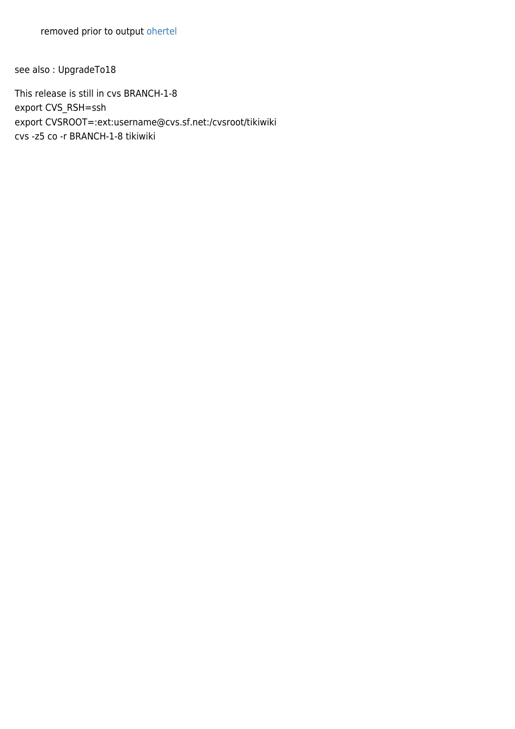removed prior to output ohertel

see also : UpgradeTo18

This release is still in cvs BRANCH-1-8
export CVS_RSH=ssh
export CVSROOT=:ext:username@cvs.sf.net:/cvsroot/tikiwiki
cvs -z5 co -r BRANCH-1-8 tikiwiki